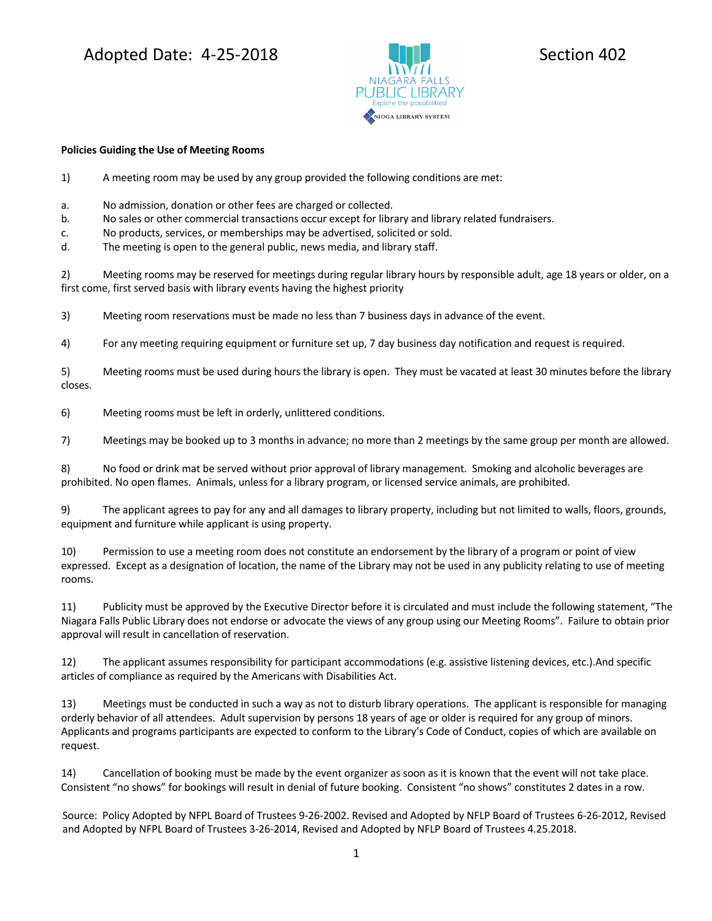Adopted Date: 4-25-2018 Section 402

NIAGARA FALLS PUBLIC LIBRARY
Explore the possibilities!
NIOGA LIBRARY SYSTEM

**Policies Guiding the Use of Meeting Rooms**

1) A meeting room may be used by any group provided the following conditions are met:

a. No admission, donation or other fees are charged or collected.
b. No sales or other commercial transactions occur except for library and library related fundraisers.
c. No products, services, or memberships may be advertised, solicited or sold.
d. The meeting is open to the general public, news media, and library staff.

2) Meeting rooms may be reserved for meetings during regular library hours by responsible adult, age 18 years or older, on a first come, first served basis with library events having the highest priority

3) Meeting room reservations must be made no less than 7 business days in advance of the event.

4) For any meeting requiring equipment or furniture set up, 7 day business day notification and request is required.

5) Meeting rooms must be used during hours the library is open. They must be vacated at least 30 minutes before the library closes.

6) Meeting rooms must be left in orderly, unlittered conditions.

7) Meetings may be booked up to 3 months in advance; no more than 2 meetings by the same group per month are allowed.

8) No food or drink mat be served without prior approval of library management. Smoking and alcoholic beverages are prohibited. No open flames. Animals, unless for a library program, or licensed service animals, are prohibited.

9) The applicant agrees to pay for any and all damages to library property, including but not limited to walls, floors, grounds, equipment and furniture while applicant is using property.

10) Permission to use a meeting room does not constitute an endorsement by the library of a program or point of view expressed. Except as a designation of location, the name of the Library may not be used in any publicity relating to use of meeting rooms.

11) Publicity must be approved by the Executive Director before it is circulated and must include the following statement, "The Niagara Falls Public Library does not endorse or advocate the views of any group using our Meeting Rooms". Failure to obtain prior approval will result in cancellation of reservation.

12) The applicant assumes responsibility for participant accommodations (e.g. assistive listening devices, etc.).And specific articles of compliance as required by the Americans with Disabilities Act.

13) Meetings must be conducted in such a way as not to disturb library operations. The applicant is responsible for managing orderly behavior of all attendees. Adult supervision by persons 18 years of age or older is required for any group of minors. Applicants and programs participants are expected to conform to the Library's Code of Conduct, copies of which are available on request.

14) Cancellation of booking must be made by the event organizer as soon as it is known that the event will not take place. Consistent "no shows" for bookings will result in denial of future booking. Consistent "no shows" constitutes 2 dates in a row.

Source: Policy Adopted by NFPL Board of Trustees 9-26-2002. Revised and Adopted by NFLP Board of Trustees 6-26-2012, Revised and Adopted by NFPL Board of Trustees 3-26-2014, Revised and Adopted by NFLP Board of Trustees 4.25.2018.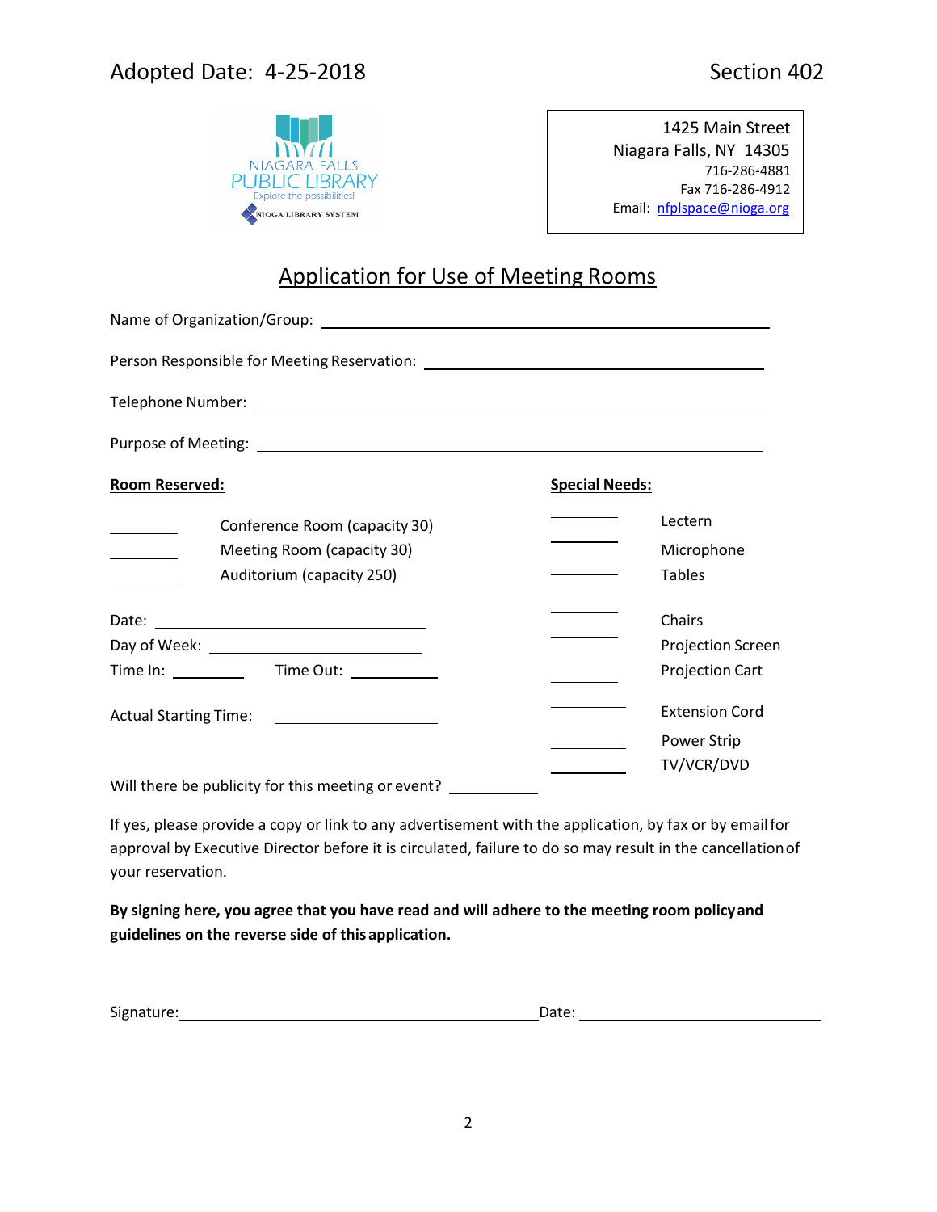Adopted Date: 4-25-2018 Section 402

1425 Main Street
Niagara Falls, NY 14305
716-286-4881
Fax 716-286-4912
Email: nfplspace@nioga.org

# Application for Use of Meeting Rooms

Name of Organization/Group: ______________________________

Person Responsible for Meeting Reservation: ______________________________

Telephone Number: ______________________________

Purpose of Meeting: ______________________________

**Room Reserved:**

_______ Conference Room (capacity 30)
_______ Meeting Room (capacity 30)
_______ Auditorium (capacity 250)

Date: ______________________________
Day of Week: ______________________________
Time In: __________ Time Out: __________

Actual Starting Time: ______________

**Special Needs:**

_______ Lectern
_______ Microphone
_______ Tables
_______ Chairs
_______ Projection Screen
_______ Projection Cart
_______ Extension Cord
_______ Power Strip
_______ TV/VCR/DVD

Will there be publicity for this meeting or event? __________

If yes, please provide a copy or link to any advertisement with the application, by fax or by email for approval by Executive Director before it is circulated, failure to do so may result in the cancellation of your reservation.

**By signing here, you agree that you have read and will adhere to the meeting room policy and guidelines on the reverse side of this application.**

Signature: ______________________________ Date: ______________________________